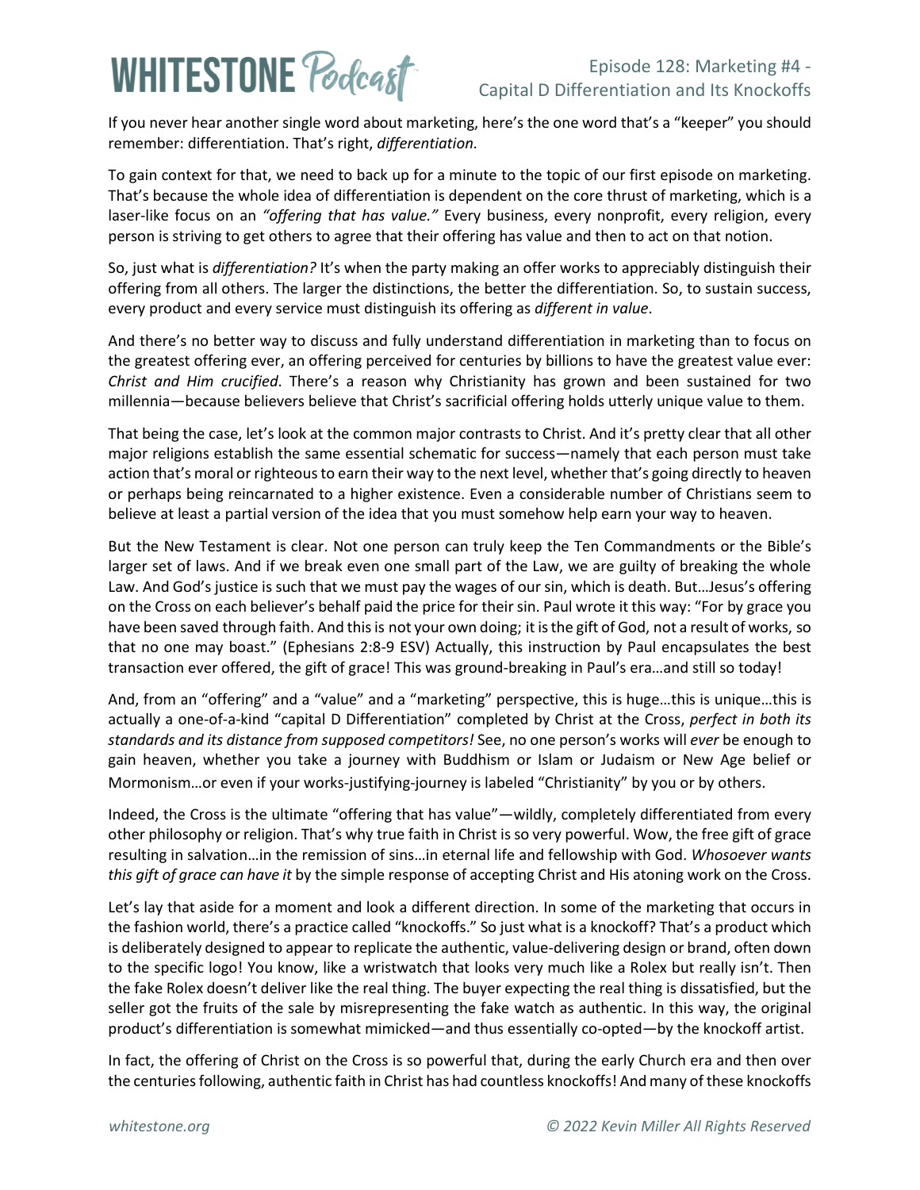# Episode 128: Marketing #4 - Capital D Differentiation and Its Knockoffs

If you never hear another single word about marketing, here's the one word that's a "keeper" you should remember: differentiation. That's right, *differentiation.*

To gain context for that, we need to back up for a minute to the topic of our first episode on marketing. That's because the whole idea of differentiation is dependent on the core thrust of marketing, which is a laser-like focus on an *"offering that has value."* Every business, every nonprofit, every religion, every person is striving to get others to agree that their offering has value and then to act on that notion.

So, just what is *differentiation?* It's when the party making an offer works to appreciably distinguish their offering from all others. The larger the distinctions, the better the differentiation. So, to sustain success, every product and every service must distinguish its offering as *different in value*.

And there's no better way to discuss and fully understand differentiation in marketing than to focus on the greatest offering ever, an offering perceived for centuries by billions to have the greatest value ever: *Christ and Him crucified*. There's a reason why Christianity has grown and been sustained for two millennia—because believers believe that Christ's sacrificial offering holds utterly unique value to them.

That being the case, let's look at the common major contrasts to Christ. And it's pretty clear that all other major religions establish the same essential schematic for success—namely that each person must take action that's moral or righteous to earn their way to the next level, whether that's going directly to heaven or perhaps being reincarnated to a higher existence. Even a considerable number of Christians seem to believe at least a partial version of the idea that you must somehow help earn your way to heaven.

But the New Testament is clear. Not one person can truly keep the Ten Commandments or the Bible's larger set of laws. And if we break even one small part of the Law, we are guilty of breaking the whole Law. And God's justice is such that we must pay the wages of our sin, which is death. But…Jesus's offering on the Cross on each believer's behalf paid the price for their sin. Paul wrote it this way: "For by grace you have been saved through faith. And this is not your own doing; it is the gift of God, not a result of works, so that no one may boast." (Ephesians 2:8-9 ESV) Actually, this instruction by Paul encapsulates the best transaction ever offered, the gift of grace! This was ground-breaking in Paul's era…and still so today!

And, from an "offering" and a "value" and a "marketing" perspective, this is huge…this is unique…this is actually a one-of-a-kind "capital D Differentiation" completed by Christ at the Cross, *perfect in both its standards and its distance from supposed competitors!* See, no one person's works will *ever* be enough to gain heaven, whether you take a journey with Buddhism or Islam or Judaism or New Age belief or Mormonism…or even if your works-justifying-journey is labeled "Christianity" by you or by others.

Indeed, the Cross is the ultimate "offering that has value"—wildly, completely differentiated from every other philosophy or religion. That's why true faith in Christ is so very powerful. Wow, the free gift of grace resulting in salvation…in the remission of sins…in eternal life and fellowship with God. *Whosoever wants this gift of grace can have it* by the simple response of accepting Christ and His atoning work on the Cross.

Let's lay that aside for a moment and look a different direction. In some of the marketing that occurs in the fashion world, there's a practice called "knockoffs." So just what is a knockoff? That's a product which is deliberately designed to appear to replicate the authentic, value-delivering design or brand, often down to the specific logo! You know, like a wristwatch that looks very much like a Rolex but really isn't. Then the fake Rolex doesn't deliver like the real thing. The buyer expecting the real thing is dissatisfied, but the seller got the fruits of the sale by misrepresenting the fake watch as authentic. In this way, the original product's differentiation is somewhat mimicked—and thus essentially co-opted—by the knockoff artist.

In fact, the offering of Christ on the Cross is so powerful that, during the early Church era and then over the centuries following, authentic faith in Christ has had countless knockoffs! And many of these knockoffs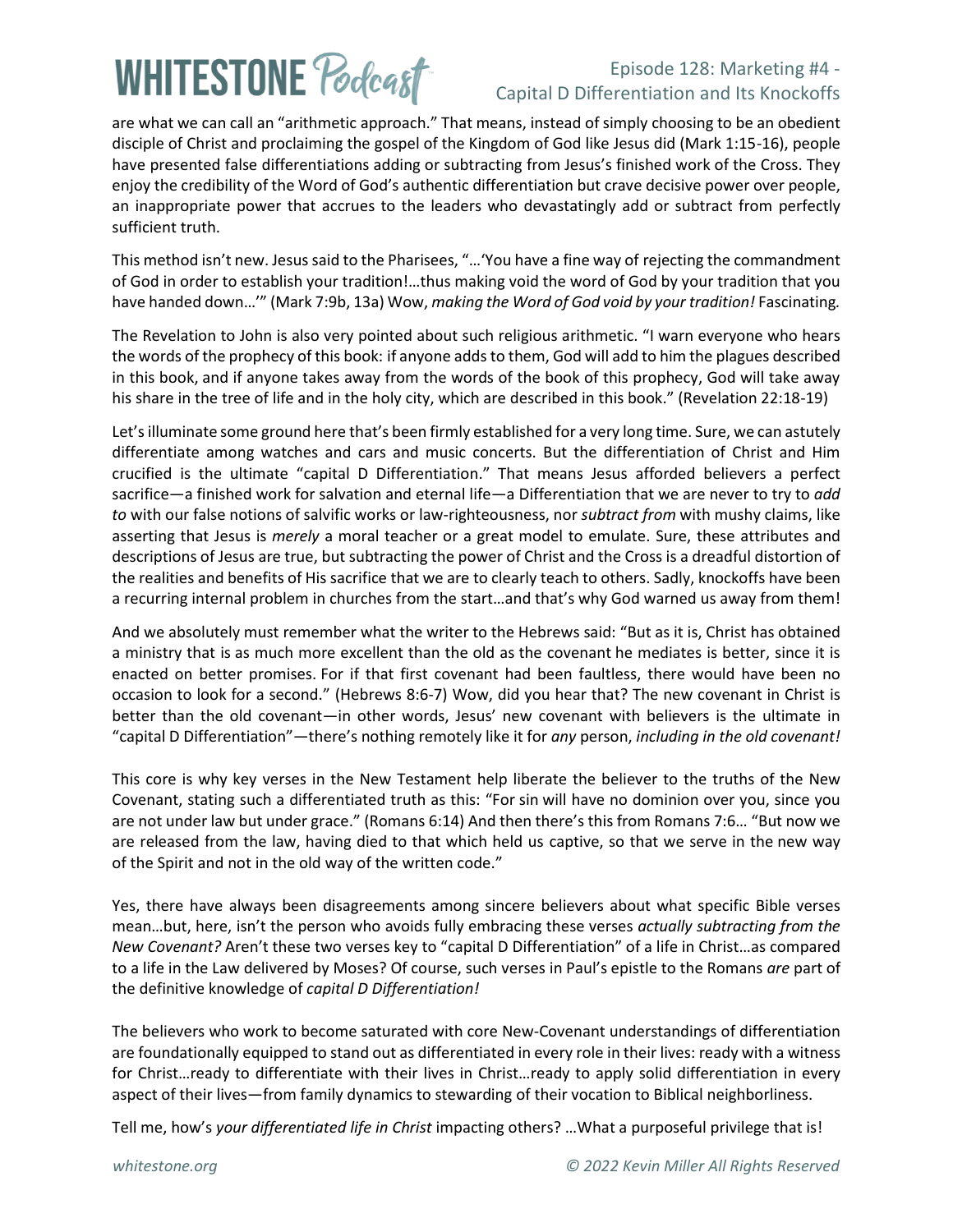are what we can call an "arithmetic approach." That means, instead of simply choosing to be an obedient disciple of Christ and proclaiming the gospel of the Kingdom of God like Jesus did (Mark 1:15-16), people have presented false differentiations adding or subtracting from Jesus's finished work of the Cross. They enjoy the credibility of the Word of God's authentic differentiation but crave decisive power over people, an inappropriate power that accrues to the leaders who devastatingly add or subtract from perfectly sufficient truth.

This method isn't new. Jesus said to the Pharisees, "…'You have a fine way of rejecting the commandment of God in order to establish your tradition!…thus making void the word of God by your tradition that you have handed down…'" (Mark 7:9b, 13a) Wow, *making the Word of God void by your tradition!* Fascinating.

The Revelation to John is also very pointed about such religious arithmetic. "I warn everyone who hears the words of the prophecy of this book: if anyone adds to them, God will add to him the plagues described in this book, and if anyone takes away from the words of the book of this prophecy, God will take away his share in the tree of life and in the holy city, which are described in this book." (Revelation 22:18-19)

Let's illuminate some ground here that's been firmly established for a very long time. Sure, we can astutely differentiate among watches and cars and music concerts. But the differentiation of Christ and Him crucified is the ultimate "capital D Differentiation." That means Jesus afforded believers a perfect sacrifice—a finished work for salvation and eternal life—a Differentiation that we are never to try to *add to* with our false notions of salvific works or law-righteousness, nor *subtract from* with mushy claims, like asserting that Jesus is *merely* a moral teacher or a great model to emulate. Sure, these attributes and descriptions of Jesus are true, but subtracting the power of Christ and the Cross is a dreadful distortion of the realities and benefits of His sacrifice that we are to clearly teach to others. Sadly, knockoffs have been a recurring internal problem in churches from the start…and that's why God warned us away from them!

And we absolutely must remember what the writer to the Hebrews said: "But as it is, Christ has obtained a ministry that is as much more excellent than the old as the covenant he mediates is better, since it is enacted on better promises. For if that first covenant had been faultless, there would have been no occasion to look for a second." (Hebrews 8:6-7) Wow, did you hear that? The new covenant in Christ is better than the old covenant—in other words, Jesus' new covenant with believers is the ultimate in "capital D Differentiation"—there's nothing remotely like it for *any* person, *including in the old covenant!*

This core is why key verses in the New Testament help liberate the believer to the truths of the New Covenant, stating such a differentiated truth as this: "For sin will have no dominion over you, since you are not under law but under grace." (Romans 6:14) And then there's this from Romans 7:6… "But now we are released from the law, having died to that which held us captive, so that we serve in the new way of the Spirit and not in the old way of the written code."

Yes, there have always been disagreements among sincere believers about what specific Bible verses mean…but, here, isn't the person who avoids fully embracing these verses *actually subtracting from the New Covenant?* Aren't these two verses key to "capital D Differentiation" of a life in Christ…as compared to a life in the Law delivered by Moses? Of course, such verses in Paul's epistle to the Romans *are* part of the definitive knowledge of *capital D Differentiation!*

The believers who work to become saturated with core New-Covenant understandings of differentiation are foundationally equipped to stand out as differentiated in every role in their lives: ready with a witness for Christ…ready to differentiate with their lives in Christ…ready to apply solid differentiation in every aspect of their lives—from family dynamics to stewarding of their vocation to Biblical neighborliness.

Tell me, how's *your differentiated life in Christ* impacting others? …What a purposeful privilege that is!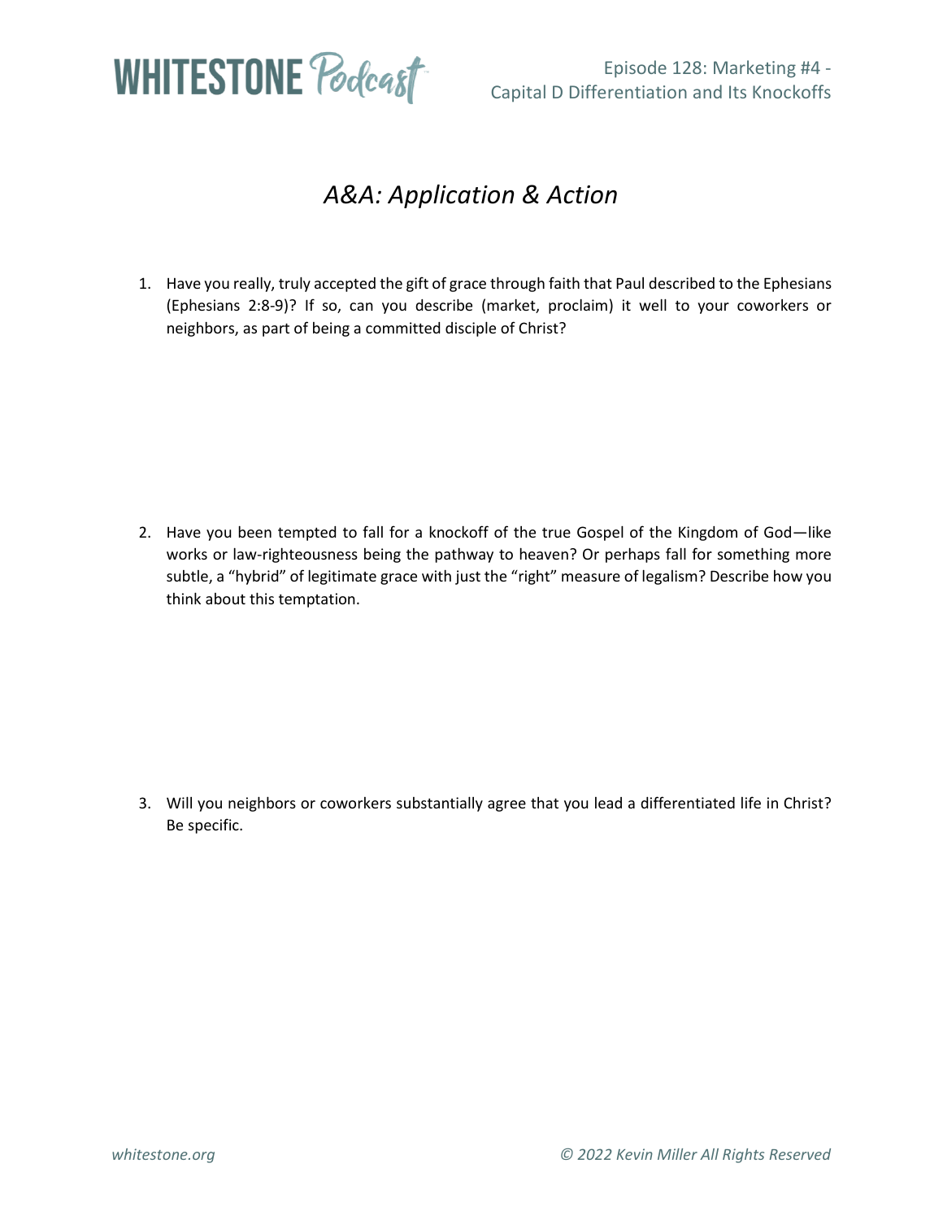# *A&A: Application & Action*

1. Have you really, truly accepted the gift of grace through faith that Paul described to the Ephesians (Ephesians 2:8-9)? If so, can you describe (market, proclaim) it well to your coworkers or neighbors, as part of being a committed disciple of Christ?

2. Have you been tempted to fall for a knockoff of the true Gospel of the Kingdom of God—like works or law-righteousness being the pathway to heaven? Or perhaps fall for something more subtle, a "hybrid" of legitimate grace with just the "right" measure of legalism? Describe how you think about this temptation.

3. Will you neighbors or coworkers substantially agree that you lead a differentiated life in Christ? Be specific.